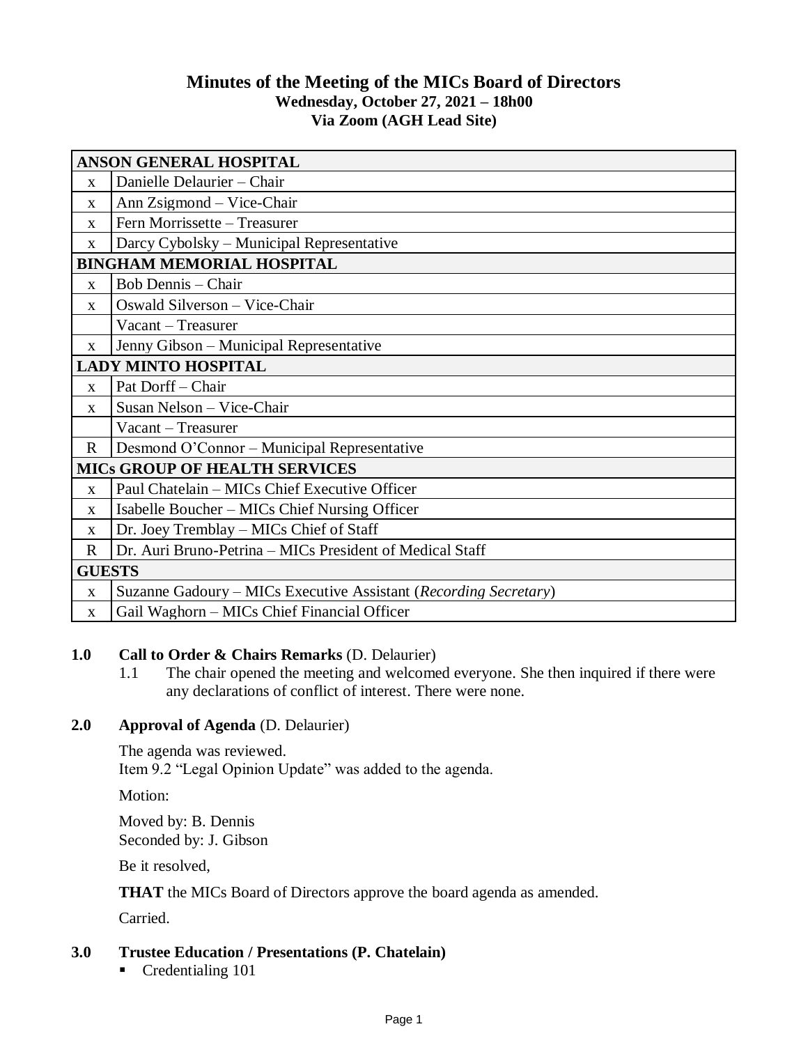# Minutes of the Meeting of the MICs Board of Directors

**Wednesday, October 27, 2021 – 18h00**

**Via Zoom (AGH Lead Site)**

| **ANSON GENERAL HOSPITAL** | |
|---|---|
| x | Danielle Delaurier – Chair |
| x | Ann Zsigmond – Vice-Chair |
| x | Fern Morrissette – Treasurer |
| x | Darcy Cybolsky – Municipal Representative |
| **BINGHAM MEMORIAL HOSPITAL** | |
| x | Bob Dennis – Chair |
| x | Oswald Silverson – Vice-Chair |
| | Vacant – Treasurer |
| x | Jenny Gibson – Municipal Representative |
| **LADY MINTO HOSPITAL** | |
| x | Pat Dorff – Chair |
| x | Susan Nelson – Vice-Chair |
| | Vacant – Treasurer |
| R | Desmond O'Connor – Municipal Representative |
| **MICs GROUP OF HEALTH SERVICES** | |
| x | Paul Chatelain – MICs Chief Executive Officer |
| x | Isabelle Boucher – MICs Chief Nursing Officer |
| x | Dr. Joey Tremblay – MICs Chief of Staff |
| R | Dr. Auri Bruno-Petrina – MICs President of Medical Staff |
| **GUESTS** | |
| x | Suzanne Gadoury – MICs Executive Assistant (*Recording Secretary*) |
| x | Gail Waghorn – MICs Chief Financial Officer |

**1.0 Call to Order & Chairs Remarks** (D. Delaurier)

1.1 The chair opened the meeting and welcomed everyone. She then inquired if there were any declarations of conflict of interest. There were none.

**2.0 Approval of Agenda** (D. Delaurier)

The agenda was reviewed.
Item 9.2 "Legal Opinion Update" was added to the agenda.

Motion:

Moved by: B. Dennis
Seconded by: J. Gibson

Be it resolved,

**THAT** the MICs Board of Directors approve the board agenda as amended.

Carried.

**3.0 Trustee Education / Presentations (P. Chatelain)**

- Credentialing 101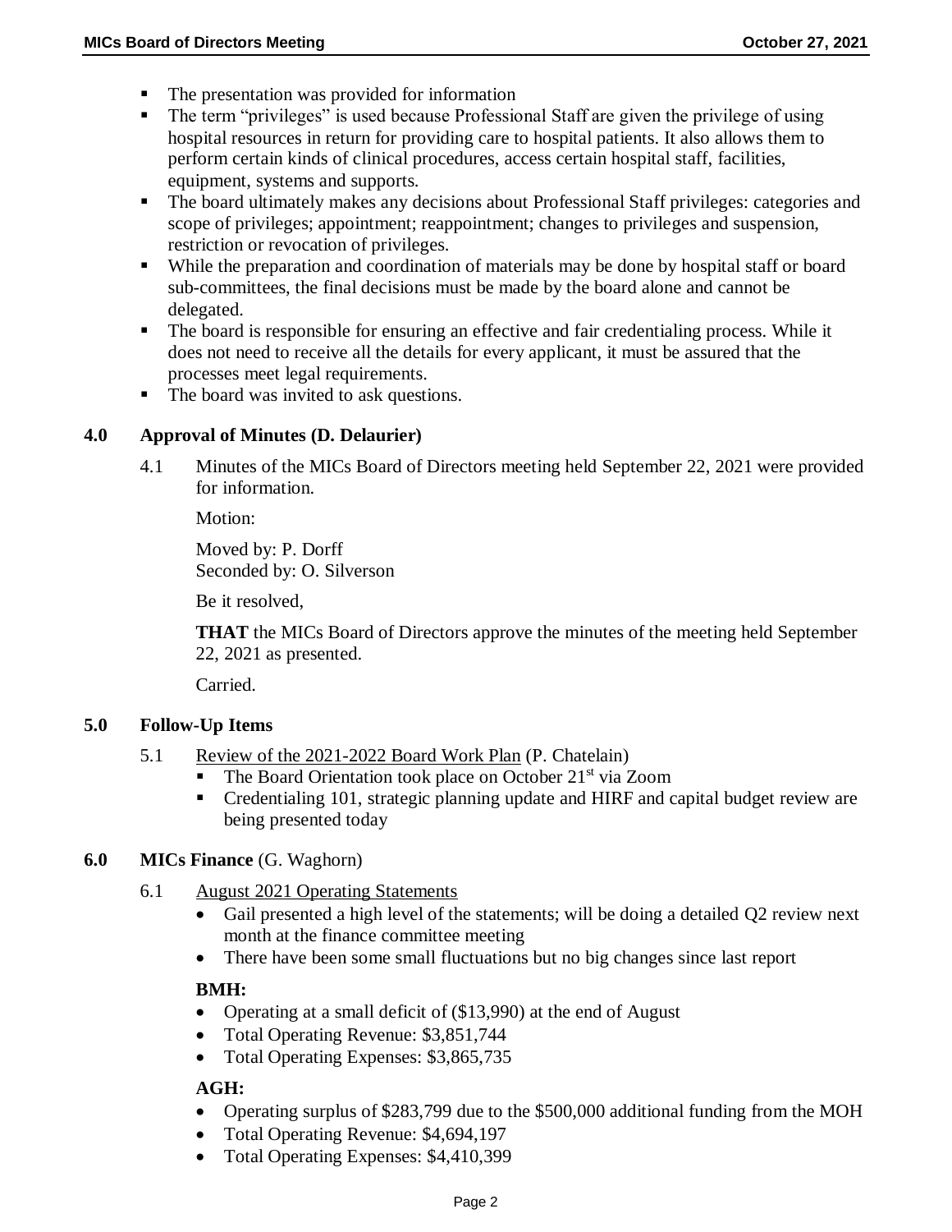- The presentation was provided for information
- The term "privileges" is used because Professional Staff are given the privilege of using hospital resources in return for providing care to hospital patients. It also allows them to perform certain kinds of clinical procedures, access certain hospital staff, facilities, equipment, systems and supports.
- The board ultimately makes any decisions about Professional Staff privileges: categories and scope of privileges; appointment; reappointment; changes to privileges and suspension, restriction or revocation of privileges.
- While the preparation and coordination of materials may be done by hospital staff or board sub-committees, the final decisions must be made by the board alone and cannot be delegated.
- The board is responsible for ensuring an effective and fair credentialing process. While it does not need to receive all the details for every applicant, it must be assured that the processes meet legal requirements.
- The board was invited to ask questions.

## 4.0 Approval of Minutes (D. Delaurier)

4.1 Minutes of the MICs Board of Directors meeting held September 22, 2021 were provided for information.

Motion:

Moved by: P. Dorff
Seconded by: O. Silverson

Be it resolved,

**THAT** the MICs Board of Directors approve the minutes of the meeting held September 22, 2021 as presented.

Carried.

## 5.0 Follow-Up Items

5.1 Review of the 2021-2022 Board Work Plan (P. Chatelain)

- The Board Orientation took place on October 21st via Zoom
- Credentialing 101, strategic planning update and HIRF and capital budget review are being presented today

## 6.0 MICs Finance (G. Waghorn)

6.1 August 2021 Operating Statements

- Gail presented a high level of the statements; will be doing a detailed Q2 review next month at the finance committee meeting
- There have been some small fluctuations but no big changes since last report

**BMH:**

- Operating at a small deficit of ($13,990) at the end of August
- Total Operating Revenue: $3,851,744
- Total Operating Expenses: $3,865,735

**AGH:**

- Operating surplus of $283,799 due to the $500,000 additional funding from the MOH
- Total Operating Revenue: $4,694,197
- Total Operating Expenses: $4,410,399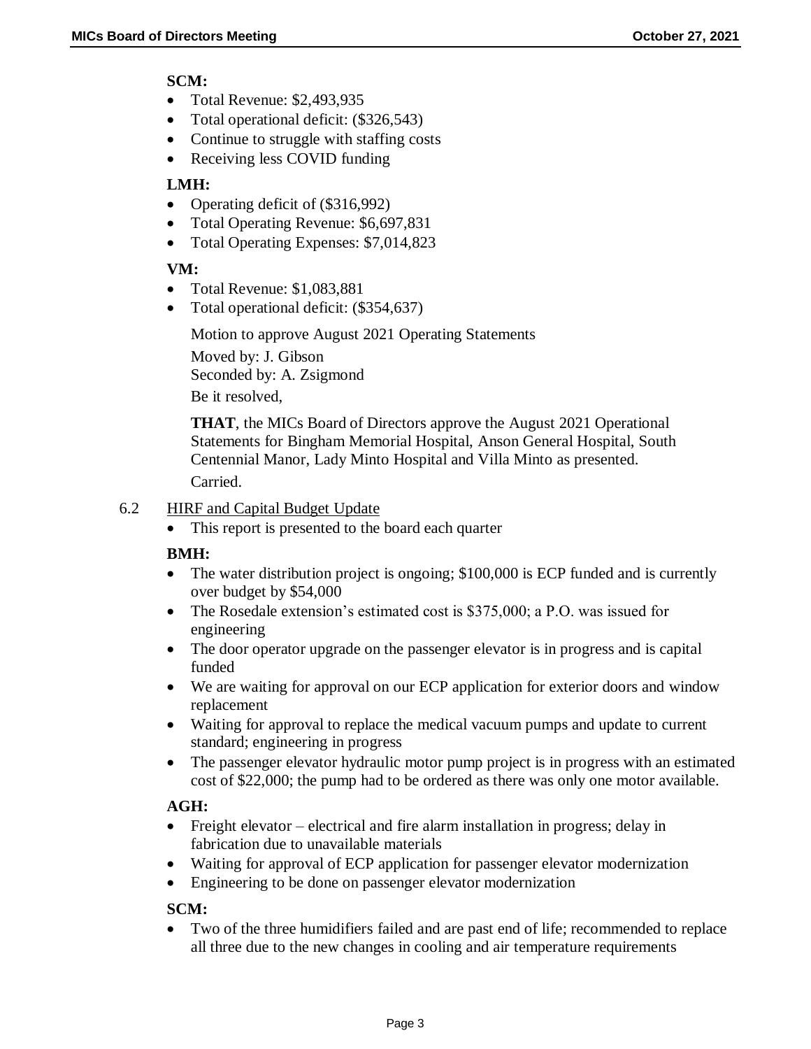**SCM:**

- Total Revenue: $2,493,935
- Total operational deficit: ($326,543)
- Continue to struggle with staffing costs
- Receiving less COVID funding

**LMH:**

- Operating deficit of ($316,992)
- Total Operating Revenue: $6,697,831
- Total Operating Expenses: $7,014,823

**VM:**

- Total Revenue: $1,083,881
- Total operational deficit: ($354,637)

Motion to approve August 2021 Operating Statements

Moved by: J. Gibson
Seconded by: A. Zsigmond

Be it resolved,

**THAT**, the MICs Board of Directors approve the August 2021 Operational Statements for Bingham Memorial Hospital, Anson General Hospital, South Centennial Manor, Lady Minto Hospital and Villa Minto as presented.

Carried.

6.2 HIRF and Capital Budget Update

- This report is presented to the board each quarter

**BMH:**

- The water distribution project is ongoing; $100,000 is ECP funded and is currently over budget by $54,000
- The Rosedale extension's estimated cost is $375,000; a P.O. was issued for engineering
- The door operator upgrade on the passenger elevator is in progress and is capital funded
- We are waiting for approval on our ECP application for exterior doors and window replacement
- Waiting for approval to replace the medical vacuum pumps and update to current standard; engineering in progress
- The passenger elevator hydraulic motor pump project is in progress with an estimated cost of $22,000; the pump had to be ordered as there was only one motor available.

**AGH:**

- Freight elevator – electrical and fire alarm installation in progress; delay in fabrication due to unavailable materials
- Waiting for approval of ECP application for passenger elevator modernization
- Engineering to be done on passenger elevator modernization

**SCM:**

- Two of the three humidifiers failed and are past end of life; recommended to replace all three due to the new changes in cooling and air temperature requirements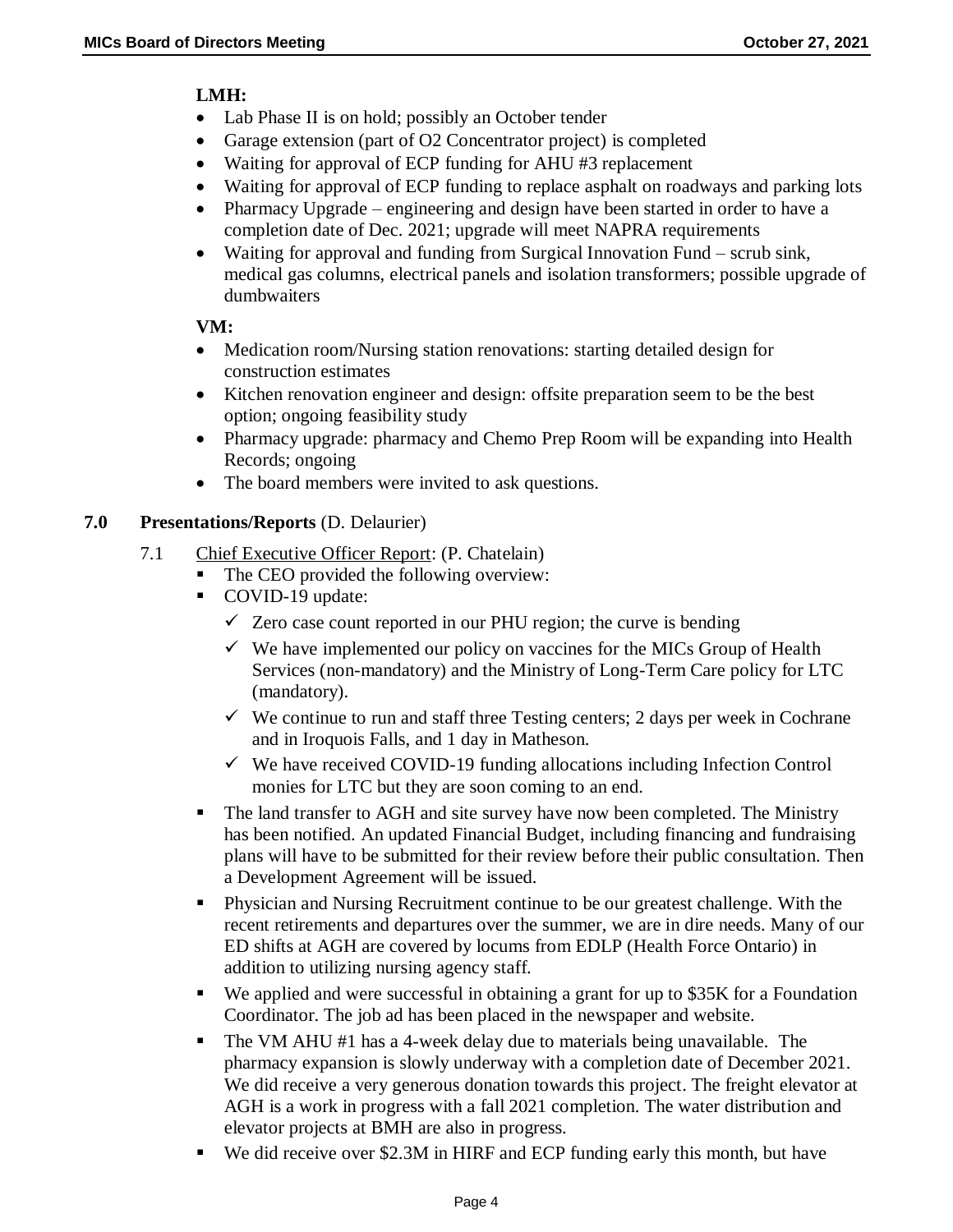**LMH:**

- Lab Phase II is on hold; possibly an October tender
- Garage extension (part of O2 Concentrator project) is completed
- Waiting for approval of ECP funding for AHU #3 replacement
- Waiting for approval of ECP funding to replace asphalt on roadways and parking lots
- Pharmacy Upgrade – engineering and design have been started in order to have a completion date of Dec. 2021; upgrade will meet NAPRA requirements
- Waiting for approval and funding from Surgical Innovation Fund – scrub sink, medical gas columns, electrical panels and isolation transformers; possible upgrade of dumbwaiters

**VM:**

- Medication room/Nursing station renovations: starting detailed design for construction estimates
- Kitchen renovation engineer and design: offsite preparation seem to be the best option; ongoing feasibility study
- Pharmacy upgrade: pharmacy and Chemo Prep Room will be expanding into Health Records; ongoing
- The board members were invited to ask questions.

## 7.0 Presentations/Reports (D. Delaurier)

7.1 Chief Executive Officer Report: (P. Chatelain)

- The CEO provided the following overview:
- COVID-19 update:
  - ✓ Zero case count reported in our PHU region; the curve is bending
  - ✓ We have implemented our policy on vaccines for the MICs Group of Health Services (non-mandatory) and the Ministry of Long-Term Care policy for LTC (mandatory).
  - ✓ We continue to run and staff three Testing centers; 2 days per week in Cochrane and in Iroquois Falls, and 1 day in Matheson.
  - ✓ We have received COVID-19 funding allocations including Infection Control monies for LTC but they are soon coming to an end.
- The land transfer to AGH and site survey have now been completed. The Ministry has been notified. An updated Financial Budget, including financing and fundraising plans will have to be submitted for their review before their public consultation. Then a Development Agreement will be issued.
- Physician and Nursing Recruitment continue to be our greatest challenge. With the recent retirements and departures over the summer, we are in dire needs. Many of our ED shifts at AGH are covered by locums from EDLP (Health Force Ontario) in addition to utilizing nursing agency staff.
- We applied and were successful in obtaining a grant for up to $35K for a Foundation Coordinator. The job ad has been placed in the newspaper and website.
- The VM AHU #1 has a 4-week delay due to materials being unavailable. The pharmacy expansion is slowly underway with a completion date of December 2021. We did receive a very generous donation towards this project. The freight elevator at AGH is a work in progress with a fall 2021 completion. The water distribution and elevator projects at BMH are also in progress.
- We did receive over $2.3M in HIRF and ECP funding early this month, but have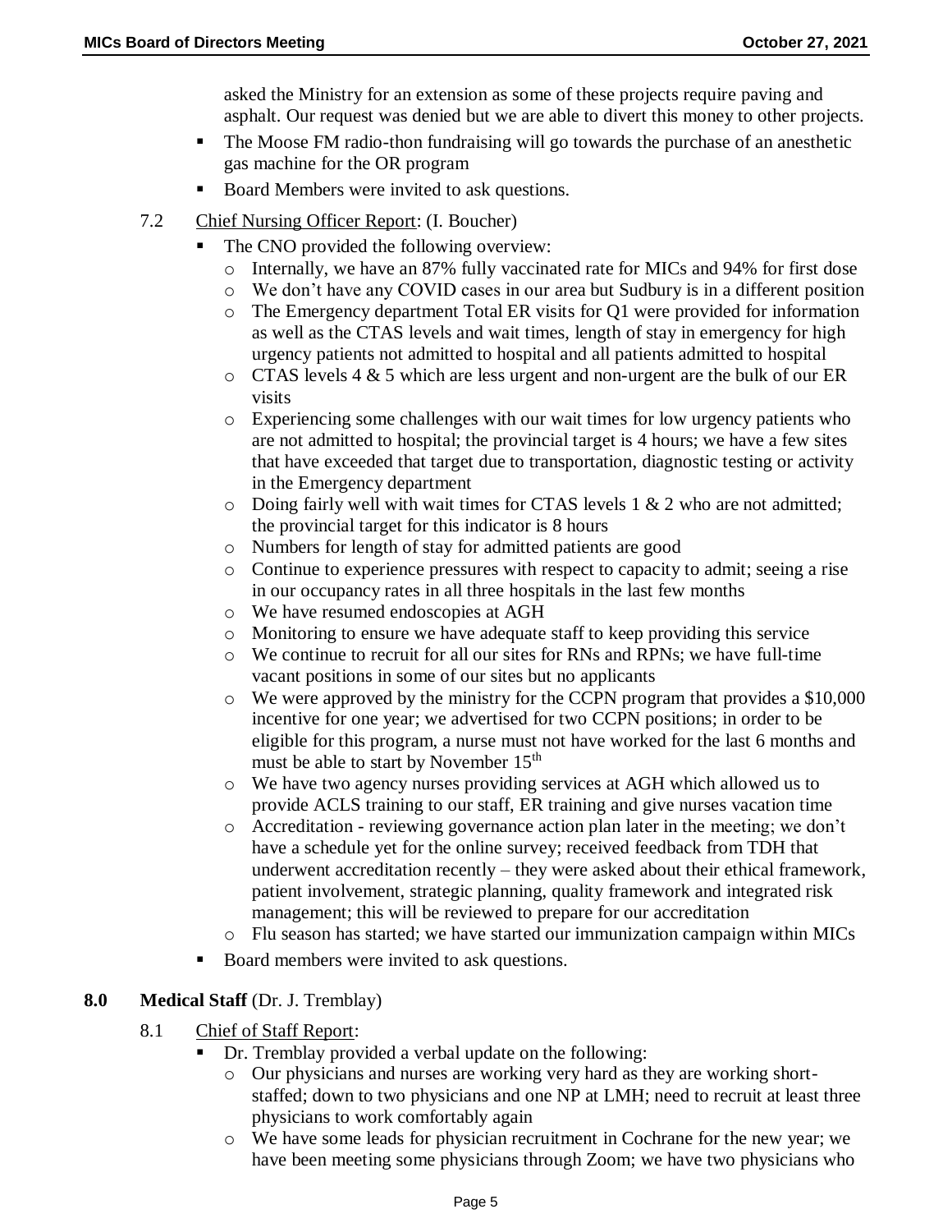asked the Ministry for an extension as some of these projects require paving and asphalt. Our request was denied but we are able to divert this money to other projects.

- The Moose FM radio-thon fundraising will go towards the purchase of an anesthetic gas machine for the OR program
- Board Members were invited to ask questions.

7.2 Chief Nursing Officer Report: (I. Boucher)

- The CNO provided the following overview:
  - Internally, we have an 87% fully vaccinated rate for MICs and 94% for first dose
  - We don't have any COVID cases in our area but Sudbury is in a different position
  - The Emergency department Total ER visits for Q1 were provided for information as well as the CTAS levels and wait times, length of stay in emergency for high urgency patients not admitted to hospital and all patients admitted to hospital
  - CTAS levels 4 & 5 which are less urgent and non-urgent are the bulk of our ER visits
  - Experiencing some challenges with our wait times for low urgency patients who are not admitted to hospital; the provincial target is 4 hours; we have a few sites that have exceeded that target due to transportation, diagnostic testing or activity in the Emergency department
  - Doing fairly well with wait times for CTAS levels 1 & 2 who are not admitted; the provincial target for this indicator is 8 hours
  - Numbers for length of stay for admitted patients are good
  - Continue to experience pressures with respect to capacity to admit; seeing a rise in our occupancy rates in all three hospitals in the last few months
  - We have resumed endoscopies at AGH
  - Monitoring to ensure we have adequate staff to keep providing this service
  - We continue to recruit for all our sites for RNs and RPNs; we have full-time vacant positions in some of our sites but no applicants
  - We were approved by the ministry for the CCPN program that provides a $10,000 incentive for one year; we advertised for two CCPN positions; in order to be eligible for this program, a nurse must not have worked for the last 6 months and must be able to start by November 15th
  - We have two agency nurses providing services at AGH which allowed us to provide ACLS training to our staff, ER training and give nurses vacation time
  - Accreditation - reviewing governance action plan later in the meeting; we don't have a schedule yet for the online survey; received feedback from TDH that underwent accreditation recently – they were asked about their ethical framework, patient involvement, strategic planning, quality framework and integrated risk management; this will be reviewed to prepare for our accreditation
  - Flu season has started; we have started our immunization campaign within MICs
- Board members were invited to ask questions.

**8.0 Medical Staff** (Dr. J. Tremblay)

8.1 Chief of Staff Report:

- Dr. Tremblay provided a verbal update on the following:
  - Our physicians and nurses are working very hard as they are working short-staffed; down to two physicians and one NP at LMH; need to recruit at least three physicians to work comfortably again
  - We have some leads for physician recruitment in Cochrane for the new year; we have been meeting some physicians through Zoom; we have two physicians who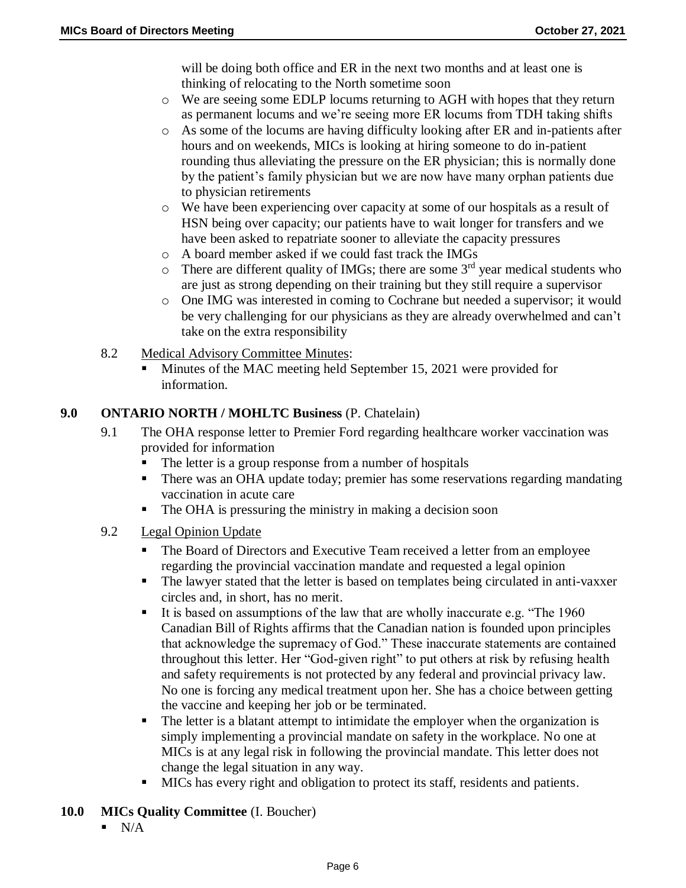will be doing both office and ER in the next two months and at least one is thinking of relocating to the North sometime soon

- We are seeing some EDLP locums returning to AGH with hopes that they return as permanent locums and we're seeing more ER locums from TDH taking shifts
- As some of the locums are having difficulty looking after ER and in-patients after hours and on weekends, MICs is looking at hiring someone to do in-patient rounding thus alleviating the pressure on the ER physician; this is normally done by the patient's family physician but we are now have many orphan patients due to physician retirements
- We have been experiencing over capacity at some of our hospitals as a result of HSN being over capacity; our patients have to wait longer for transfers and we have been asked to repatriate sooner to alleviate the capacity pressures
- A board member asked if we could fast track the IMGs
- There are different quality of IMGs; there are some 3rd year medical students who are just as strong depending on their training but they still require a supervisor
- One IMG was interested in coming to Cochrane but needed a supervisor; it would be very challenging for our physicians as they are already overwhelmed and can't take on the extra responsibility

8.2 Medical Advisory Committee Minutes:

- Minutes of the MAC meeting held September 15, 2021 were provided for information.

**9.0 ONTARIO NORTH / MOHLTC Business** (P. Chatelain)

9.1 The OHA response letter to Premier Ford regarding healthcare worker vaccination was provided for information

- The letter is a group response from a number of hospitals
- There was an OHA update today; premier has some reservations regarding mandating vaccination in acute care
- The OHA is pressuring the ministry in making a decision soon

9.2 Legal Opinion Update

- The Board of Directors and Executive Team received a letter from an employee regarding the provincial vaccination mandate and requested a legal opinion
- The lawyer stated that the letter is based on templates being circulated in anti-vaxxer circles and, in short, has no merit.
- It is based on assumptions of the law that are wholly inaccurate e.g. "The 1960 Canadian Bill of Rights affirms that the Canadian nation is founded upon principles that acknowledge the supremacy of God." These inaccurate statements are contained throughout this letter. Her "God-given right" to put others at risk by refusing health and safety requirements is not protected by any federal and provincial privacy law. No one is forcing any medical treatment upon her. She has a choice between getting the vaccine and keeping her job or be terminated.
- The letter is a blatant attempt to intimidate the employer when the organization is simply implementing a provincial mandate on safety in the workplace. No one at MICs is at any legal risk in following the provincial mandate. This letter does not change the legal situation in any way.
- MICs has every right and obligation to protect its staff, residents and patients.

**10.0 MICs Quality Committee** (I. Boucher)

- N/A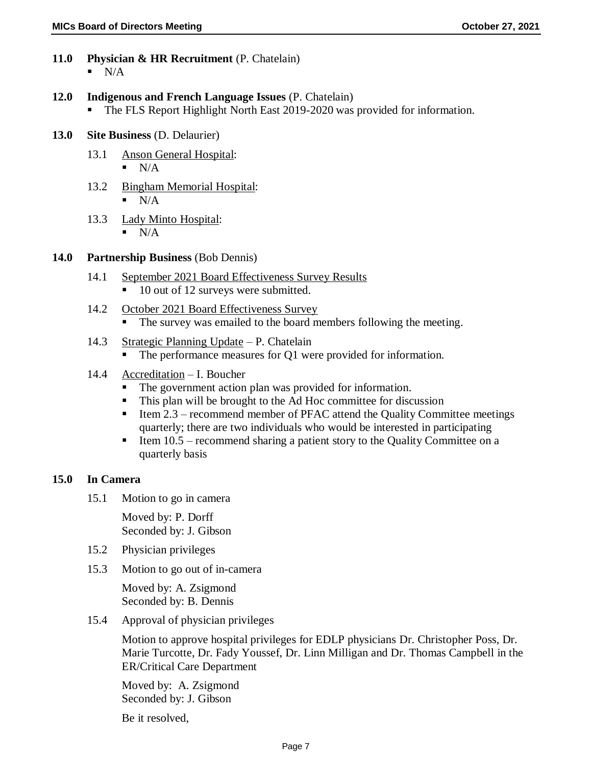**11.0 Physician & HR Recruitment** (P. Chatelain)

- N/A

**12.0 Indigenous and French Language Issues** (P. Chatelain)

- The FLS Report Highlight North East 2019-2020 was provided for information.

**13.0 Site Business** (D. Delaurier)

13.1 Anson General Hospital:

- N/A

13.2 Bingham Memorial Hospital:

- N/A

13.3 Lady Minto Hospital:

- N/A

**14.0 Partnership Business** (Bob Dennis)

14.1 September 2021 Board Effectiveness Survey Results

- 10 out of 12 surveys were submitted.

14.2 October 2021 Board Effectiveness Survey

- The survey was emailed to the board members following the meeting.

14.3 Strategic Planning Update – P. Chatelain

- The performance measures for Q1 were provided for information.

14.4 Accreditation – I. Boucher

- The government action plan was provided for information.
- This plan will be brought to the Ad Hoc committee for discussion
- Item 2.3 – recommend member of PFAC attend the Quality Committee meetings quarterly; there are two individuals who would be interested in participating
- Item 10.5 – recommend sharing a patient story to the Quality Committee on a quarterly basis

**15.0 In Camera**

15.1 Motion to go in camera

Moved by: P. Dorff
Seconded by: J. Gibson

15.2 Physician privileges

15.3 Motion to go out of in-camera

Moved by: A. Zsigmond
Seconded by: B. Dennis

15.4 Approval of physician privileges

Motion to approve hospital privileges for EDLP physicians Dr. Christopher Poss, Dr. Marie Turcotte, Dr. Fady Youssef, Dr. Linn Milligan and Dr. Thomas Campbell in the ER/Critical Care Department

Moved by: A. Zsigmond
Seconded by: J. Gibson

Be it resolved,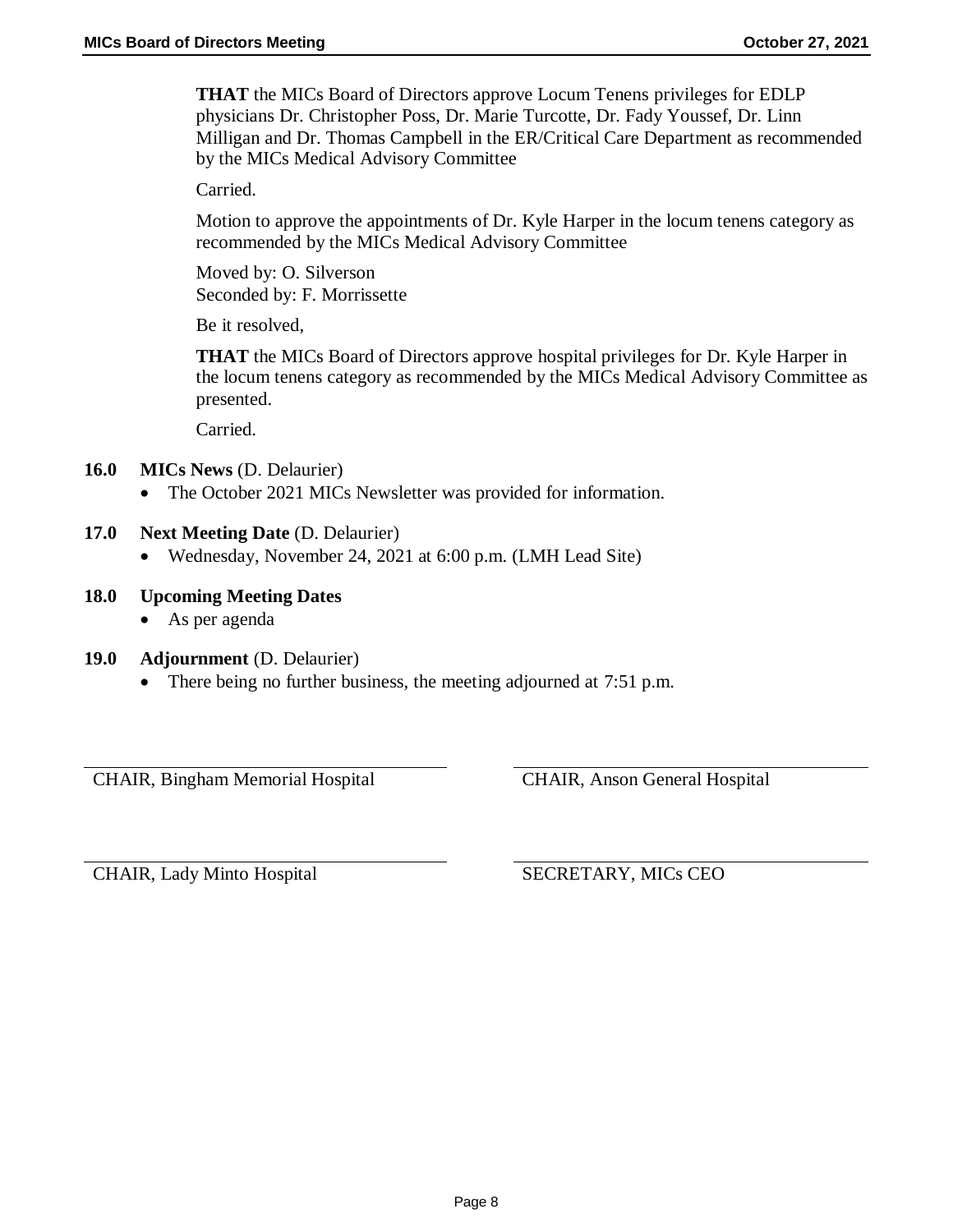**THAT** the MICs Board of Directors approve Locum Tenens privileges for EDLP physicians Dr. Christopher Poss, Dr. Marie Turcotte, Dr. Fady Youssef, Dr. Linn Milligan and Dr. Thomas Campbell in the ER/Critical Care Department as recommended by the MICs Medical Advisory Committee

Carried.

Motion to approve the appointments of Dr. Kyle Harper in the locum tenens category as recommended by the MICs Medical Advisory Committee

Moved by: O. Silverson
Seconded by: F. Morrissette

Be it resolved,

**THAT** the MICs Board of Directors approve hospital privileges for Dr. Kyle Harper in the locum tenens category as recommended by the MICs Medical Advisory Committee as presented.

Carried.

**16.0 MICs News** (D. Delaurier)

- The October 2021 MICs Newsletter was provided for information.

**17.0 Next Meeting Date** (D. Delaurier)

- Wednesday, November 24, 2021 at 6:00 p.m. (LMH Lead Site)

**18.0 Upcoming Meeting Dates**

- As per agenda

**19.0 Adjournment** (D. Delaurier)

- There being no further business, the meeting adjourned at 7:51 p.m.

CHAIR, Bingham Memorial Hospital

CHAIR, Anson General Hospital

CHAIR, Lady Minto Hospital

SECRETARY, MICs CEO